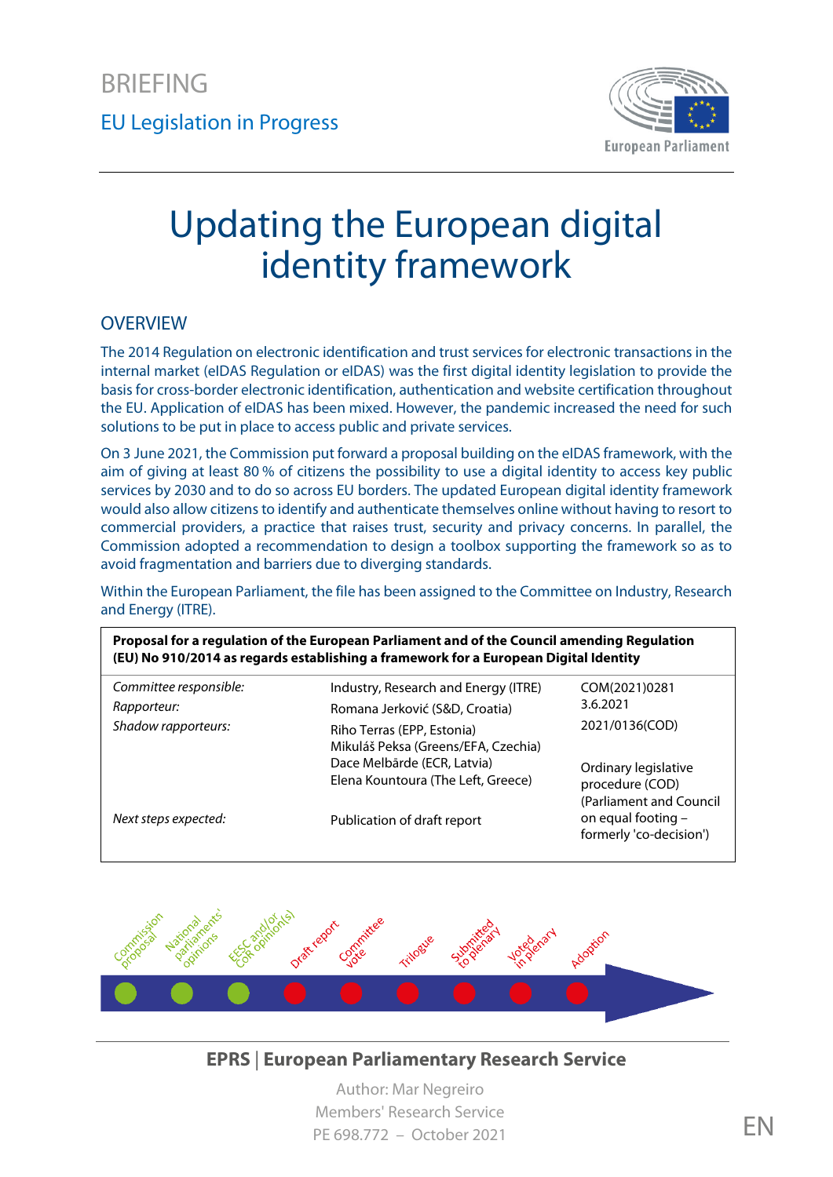BRIEFING

EU Legislation in Progress

# Updating the European digital identity framework

## OVERVIEW

The 2014 Regulation on electronic identification and trust services for electronic transactions in the internal market (eIDAS Regulation or eIDAS) was the first digital identity legislation to provide the basis for cross-border electronic identification, authentication and website certification throughout the EU. Application of eIDAS has been mixed. However, the pandemic increased the need for such solutions to be put in place to access public and private services.

On 3 June 2021, the Commission put forward a proposal building on the eIDAS framework, with the aim of giving at least 80 % of citizens the possibility to use a digital identity to access key public services by 2030 and to do so across EU borders. The updated European digital identity framework would also allow citizens to identify and authenticate themselves online without having to resort to commercial providers, a practice that raises trust, security and privacy concerns. In parallel, the Commission adopted a recommendation to design a toolbox supporting the framework so as to avoid fragmentation and barriers due to diverging standards.

Within the European Parliament, the file has been assigned to the Committee on Industry, Research and Energy (ITRE).

| **Proposal for a regulation of the European Parliament and of the Council amending Regulation (EU) No 910/2014 as regards establishing a framework for a European Digital Identity** | | |
|---|---|---|
| *Committee responsible:* | Industry, Research and Energy (ITRE) | COM(2021)0281 3.6.2021 |
| *Rapporteur:* | Romana Jerković (S&D, Croatia) | 2021/0136(COD) |
| *Shadow rapporteurs:* | Riho Terras (EPP, Estonia)<br>Mikuláš Peksa (Greens/EFA, Czechia)<br>Dace Melbārde (ECR, Latvia)<br>Elena Kountoura (The Left, Greece) | Ordinary legislative procedure (COD) (Parliament and Council on equal footing – formerly 'co-decision') |
| *Next steps expected:* | Publication of draft report | |

Commission proposal – National parliaments' opinions – EESC and/or CoR opinion(s) – Draft report – Committee vote – Trilogue – Submitted to plenary – Voted in plenary – Adoption

**EPRS | European Parliamentary Research Service**

Author: Mar Negreiro
Members' Research Service
PE 698.772 – October 2021

EN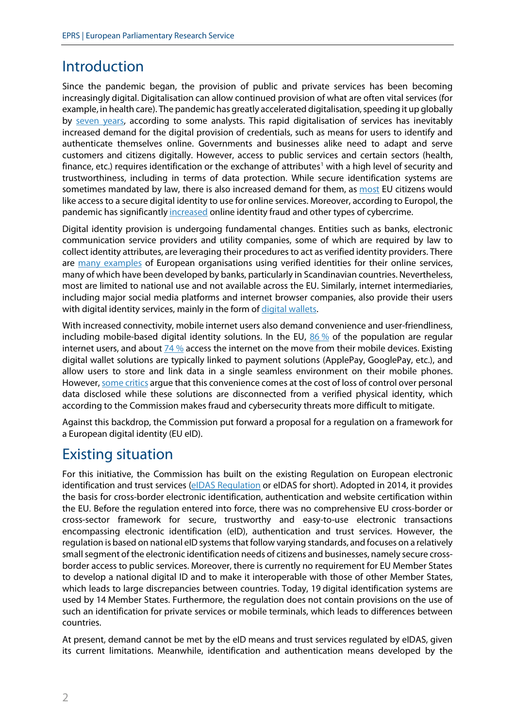## Introduction

Since the pandemic began, the provision of public and private services has been becoming increasingly digital. Digitalisation can allow continued provision of what are often vital services (for example, in health care). The pandemic has greatly accelerated digitalisation, speeding it up globally by seven years, according to some analysts. This rapid digitalisation of services has inevitably increased demand for the digital provision of credentials, such as means for users to identify and authenticate themselves online. Governments and businesses alike need to adapt and serve customers and citizens digitally. However, access to public services and certain sectors (health, finance, etc.) requires identification or the exchange of attributes[1] with a high level of security and trustworthiness, including in terms of data protection. While secure identification systems are sometimes mandated by law, there is also increased demand for them, as most EU citizens would like access to a secure digital identity to use for online services. Moreover, according to Europol, the pandemic has significantly increased online identity fraud and other types of cybercrime.

Digital identity provision is undergoing fundamental changes. Entities such as banks, electronic communication service providers and utility companies, some of which are required by law to collect identity attributes, are leveraging their procedures to act as verified identity providers. There are many examples of European organisations using verified identities for their online services, many of which have been developed by banks, particularly in Scandinavian countries. Nevertheless, most are limited to national use and not available across the EU. Similarly, internet intermediaries, including major social media platforms and internet browser companies, also provide their users with digital identity services, mainly in the form of digital wallets.

With increased connectivity, mobile internet users also demand convenience and user-friendliness, including mobile-based digital identity solutions. In the EU, 86 % of the population are regular internet users, and about 74 % access the internet on the move from their mobile devices. Existing digital wallet solutions are typically linked to payment solutions (ApplePay, GooglePay, etc.), and allow users to store and link data in a single seamless environment on their mobile phones. However, some critics argue that this convenience comes at the cost of loss of control over personal data disclosed while these solutions are disconnected from a verified physical identity, which according to the Commission makes fraud and cybersecurity threats more difficult to mitigate.

Against this backdrop, the Commission put forward a proposal for a regulation on a framework for a European digital identity (EU eID).

## Existing situation

For this initiative, the Commission has built on the existing Regulation on European electronic identification and trust services (eIDAS Regulation or eIDAS for short). Adopted in 2014, it provides the basis for cross-border electronic identification, authentication and website certification within the EU. Before the regulation entered into force, there was no comprehensive EU cross-border or cross-sector framework for secure, trustworthy and easy-to-use electronic transactions encompassing electronic identification (eID), authentication and trust services. However, the regulation is based on national eID systems that follow varying standards, and focuses on a relatively small segment of the electronic identification needs of citizens and businesses, namely secure cross-border access to public services. Moreover, there is currently no requirement for EU Member States to develop a national digital ID and to make it interoperable with those of other Member States, which leads to large discrepancies between countries. Today, 19 digital identification systems are used by 14 Member States. Furthermore, the regulation does not contain provisions on the use of such an identification for private services or mobile terminals, which leads to differences between countries.

At present, demand cannot be met by the eID means and trust services regulated by eIDAS, given its current limitations. Meanwhile, identification and authentication means developed by the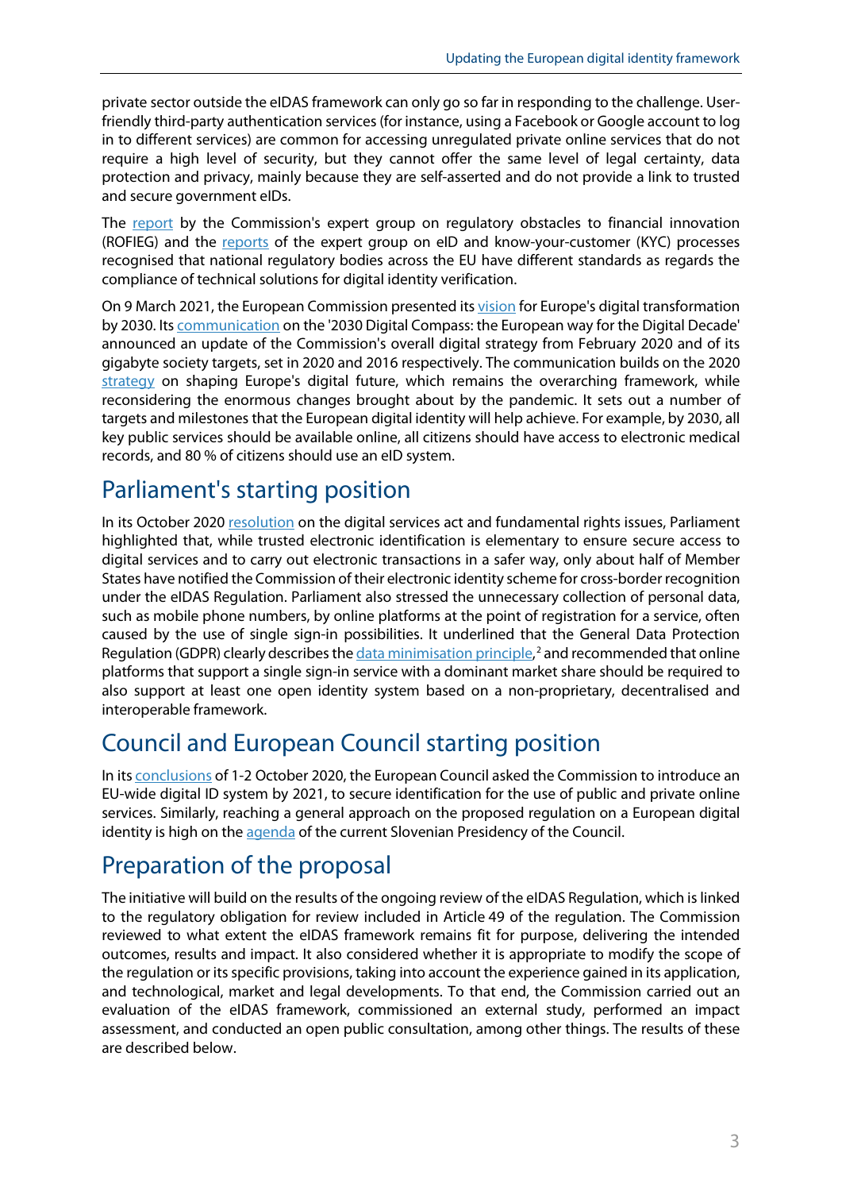private sector outside the eIDAS framework can only go so far in responding to the challenge. User-friendly third-party authentication services (for instance, using a Facebook or Google account to log in to different services) are common for accessing unregulated private online services that do not require a high level of security, but they cannot offer the same level of legal certainty, data protection and privacy, mainly because they are self-asserted and do not provide a link to trusted and secure government eIDs.

The report by the Commission's expert group on regulatory obstacles to financial innovation (ROFIEG) and the reports of the expert group on eID and know-your-customer (KYC) processes recognised that national regulatory bodies across the EU have different standards as regards the compliance of technical solutions for digital identity verification.

On 9 March 2021, the European Commission presented its vision for Europe's digital transformation by 2030. Its communication on the '2030 Digital Compass: the European way for the Digital Decade' announced an update of the Commission's overall digital strategy from February 2020 and of its gigabyte society targets, set in 2020 and 2016 respectively. The communication builds on the 2020 strategy on shaping Europe's digital future, which remains the overarching framework, while reconsidering the enormous changes brought about by the pandemic. It sets out a number of targets and milestones that the European digital identity will help achieve. For example, by 2030, all key public services should be available online, all citizens should have access to electronic medical records, and 80 % of citizens should use an eID system.

## Parliament's starting position

In its October 2020 resolution on the digital services act and fundamental rights issues, Parliament highlighted that, while trusted electronic identification is elementary to ensure secure access to digital services and to carry out electronic transactions in a safer way, only about half of Member States have notified the Commission of their electronic identity scheme for cross-border recognition under the eIDAS Regulation. Parliament also stressed the unnecessary collection of personal data, such as mobile phone numbers, by online platforms at the point of registration for a service, often caused by the use of single sign-in possibilities. It underlined that the General Data Protection Regulation (GDPR) clearly describes the data minimisation principle,[2] and recommended that online platforms that support a single sign-in service with a dominant market share should be required to also support at least one open identity system based on a non-proprietary, decentralised and interoperable framework.

## Council and European Council starting position

In its conclusions of 1-2 October 2020, the European Council asked the Commission to introduce an EU-wide digital ID system by 2021, to secure identification for the use of public and private online services. Similarly, reaching a general approach on the proposed regulation on a European digital identity is high on the agenda of the current Slovenian Presidency of the Council.

## Preparation of the proposal

The initiative will build on the results of the ongoing review of the eIDAS Regulation, which is linked to the regulatory obligation for review included in Article 49 of the regulation. The Commission reviewed to what extent the eIDAS framework remains fit for purpose, delivering the intended outcomes, results and impact. It also considered whether it is appropriate to modify the scope of the regulation or its specific provisions, taking into account the experience gained in its application, and technological, market and legal developments. To that end, the Commission carried out an evaluation of the eIDAS framework, commissioned an external study, performed an impact assessment, and conducted an open public consultation, among other things. The results of these are described below.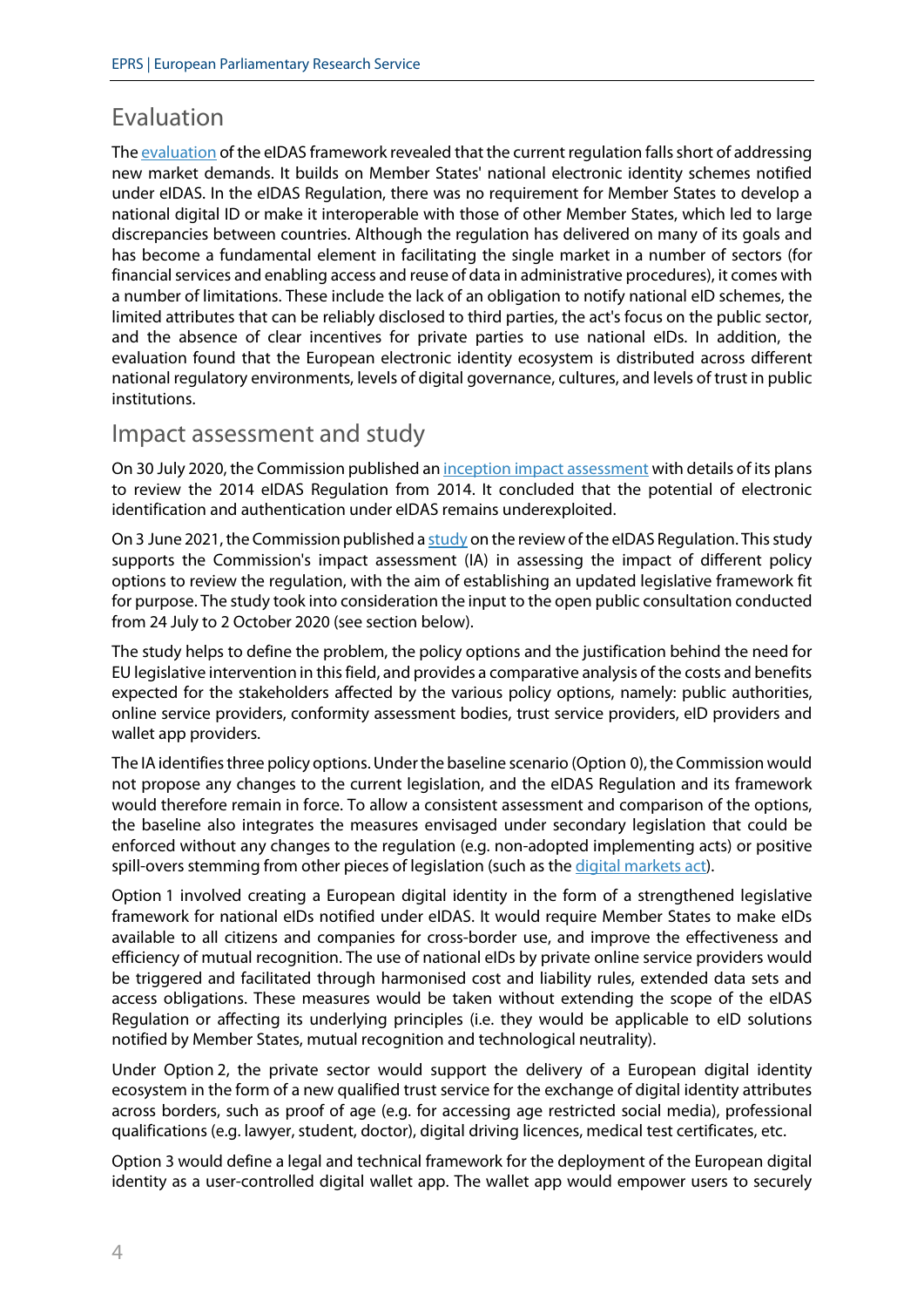## Evaluation

The evaluation of the eIDAS framework revealed that the current regulation falls short of addressing new market demands. It builds on Member States' national electronic identity schemes notified under eIDAS. In the eIDAS Regulation, there was no requirement for Member States to develop a national digital ID or make it interoperable with those of other Member States, which led to large discrepancies between countries. Although the regulation has delivered on many of its goals and has become a fundamental element in facilitating the single market in a number of sectors (for financial services and enabling access and reuse of data in administrative procedures), it comes with a number of limitations. These include the lack of an obligation to notify national eID schemes, the limited attributes that can be reliably disclosed to third parties, the act's focus on the public sector, and the absence of clear incentives for private parties to use national eIDs. In addition, the evaluation found that the European electronic identity ecosystem is distributed across different national regulatory environments, levels of digital governance, cultures, and levels of trust in public institutions.

## Impact assessment and study

On 30 July 2020, the Commission published an inception impact assessment with details of its plans to review the 2014 eIDAS Regulation from 2014. It concluded that the potential of electronic identification and authentication under eIDAS remains underexploited.

On 3 June 2021, the Commission published a study on the review of the eIDAS Regulation. This study supports the Commission's impact assessment (IA) in assessing the impact of different policy options to review the regulation, with the aim of establishing an updated legislative framework fit for purpose. The study took into consideration the input to the open public consultation conducted from 24 July to 2 October 2020 (see section below).

The study helps to define the problem, the policy options and the justification behind the need for EU legislative intervention in this field, and provides a comparative analysis of the costs and benefits expected for the stakeholders affected by the various policy options, namely: public authorities, online service providers, conformity assessment bodies, trust service providers, eID providers and wallet app providers.

The IA identifies three policy options. Under the baseline scenario (Option 0), the Commission would not propose any changes to the current legislation, and the eIDAS Regulation and its framework would therefore remain in force. To allow a consistent assessment and comparison of the options, the baseline also integrates the measures envisaged under secondary legislation that could be enforced without any changes to the regulation (e.g. non-adopted implementing acts) or positive spill-overs stemming from other pieces of legislation (such as the digital markets act).

Option 1 involved creating a European digital identity in the form of a strengthened legislative framework for national eIDs notified under eIDAS. It would require Member States to make eIDs available to all citizens and companies for cross-border use, and improve the effectiveness and efficiency of mutual recognition. The use of national eIDs by private online service providers would be triggered and facilitated through harmonised cost and liability rules, extended data sets and access obligations. These measures would be taken without extending the scope of the eIDAS Regulation or affecting its underlying principles (i.e. they would be applicable to eID solutions notified by Member States, mutual recognition and technological neutrality).

Under Option 2, the private sector would support the delivery of a European digital identity ecosystem in the form of a new qualified trust service for the exchange of digital identity attributes across borders, such as proof of age (e.g. for accessing age restricted social media), professional qualifications (e.g. lawyer, student, doctor), digital driving licences, medical test certificates, etc.

Option 3 would define a legal and technical framework for the deployment of the European digital identity as a user-controlled digital wallet app. The wallet app would empower users to securely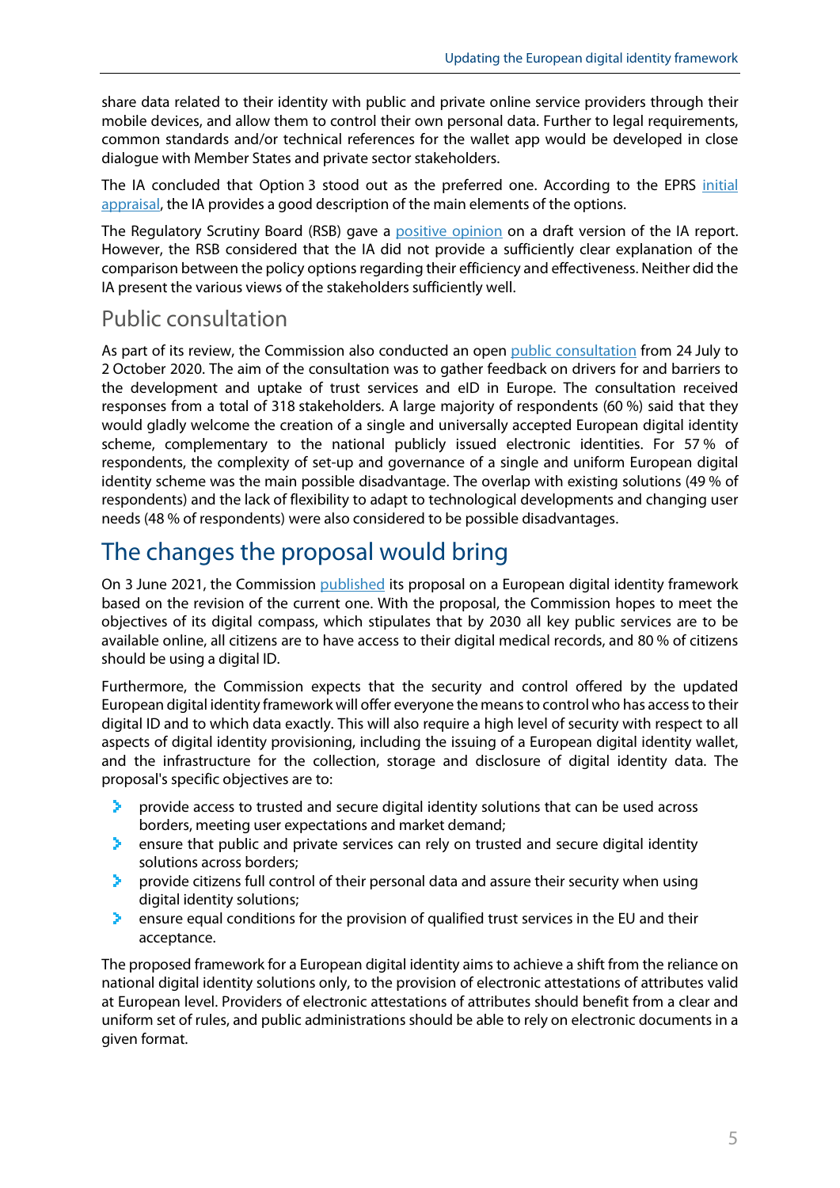share data related to their identity with public and private online service providers through their mobile devices, and allow them to control their own personal data. Further to legal requirements, common standards and/or technical references for the wallet app would be developed in close dialogue with Member States and private sector stakeholders.

The IA concluded that Option 3 stood out as the preferred one. According to the EPRS initial appraisal, the IA provides a good description of the main elements of the options.

The Regulatory Scrutiny Board (RSB) gave a positive opinion on a draft version of the IA report. However, the RSB considered that the IA did not provide a sufficiently clear explanation of the comparison between the policy options regarding their efficiency and effectiveness. Neither did the IA present the various views of the stakeholders sufficiently well.

## Public consultation

As part of its review, the Commission also conducted an open public consultation from 24 July to 2 October 2020. The aim of the consultation was to gather feedback on drivers for and barriers to the development and uptake of trust services and eID in Europe. The consultation received responses from a total of 318 stakeholders. A large majority of respondents (60 %) said that they would gladly welcome the creation of a single and universally accepted European digital identity scheme, complementary to the national publicly issued electronic identities. For 57 % of respondents, the complexity of set-up and governance of a single and uniform European digital identity scheme was the main possible disadvantage. The overlap with existing solutions (49 % of respondents) and the lack of flexibility to adapt to technological developments and changing user needs (48 % of respondents) were also considered to be possible disadvantages.

# The changes the proposal would bring

On 3 June 2021, the Commission published its proposal on a European digital identity framework based on the revision of the current one. With the proposal, the Commission hopes to meet the objectives of its digital compass, which stipulates that by 2030 all key public services are to be available online, all citizens are to have access to their digital medical records, and 80 % of citizens should be using a digital ID.

Furthermore, the Commission expects that the security and control offered by the updated European digital identity framework will offer everyone the means to control who has access to their digital ID and to which data exactly. This will also require a high level of security with respect to all aspects of digital identity provisioning, including the issuing of a European digital identity wallet, and the infrastructure for the collection, storage and disclosure of digital identity data. The proposal's specific objectives are to:

- provide access to trusted and secure digital identity solutions that can be used across borders, meeting user expectations and market demand;
- ensure that public and private services can rely on trusted and secure digital identity solutions across borders;
- provide citizens full control of their personal data and assure their security when using digital identity solutions;
- ensure equal conditions for the provision of qualified trust services in the EU and their acceptance.

The proposed framework for a European digital identity aims to achieve a shift from the reliance on national digital identity solutions only, to the provision of electronic attestations of attributes valid at European level. Providers of electronic attestations of attributes should benefit from a clear and uniform set of rules, and public administrations should be able to rely on electronic documents in a given format.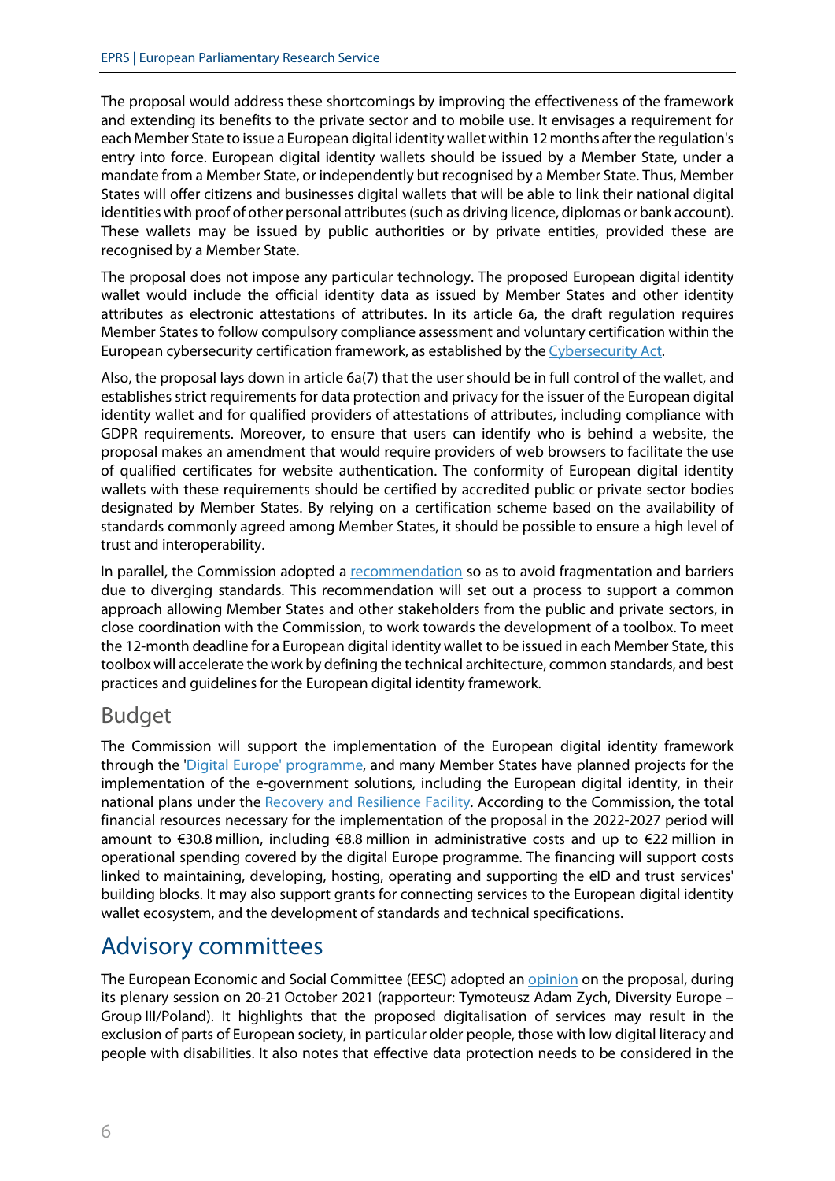The proposal would address these shortcomings by improving the effectiveness of the framework and extending its benefits to the private sector and to mobile use. It envisages a requirement for each Member State to issue a European digital identity wallet within 12 months after the regulation's entry into force. European digital identity wallets should be issued by a Member State, under a mandate from a Member State, or independently but recognised by a Member State. Thus, Member States will offer citizens and businesses digital wallets that will be able to link their national digital identities with proof of other personal attributes (such as driving licence, diplomas or bank account). These wallets may be issued by public authorities or by private entities, provided these are recognised by a Member State.

The proposal does not impose any particular technology. The proposed European digital identity wallet would include the official identity data as issued by Member States and other identity attributes as electronic attestations of attributes. In its article 6a, the draft regulation requires Member States to follow compulsory compliance assessment and voluntary certification within the European cybersecurity certification framework, as established by the Cybersecurity Act.

Also, the proposal lays down in article 6a(7) that the user should be in full control of the wallet, and establishes strict requirements for data protection and privacy for the issuer of the European digital identity wallet and for qualified providers of attestations of attributes, including compliance with GDPR requirements. Moreover, to ensure that users can identify who is behind a website, the proposal makes an amendment that would require providers of web browsers to facilitate the use of qualified certificates for website authentication. The conformity of European digital identity wallets with these requirements should be certified by accredited public or private sector bodies designated by Member States. By relying on a certification scheme based on the availability of standards commonly agreed among Member States, it should be possible to ensure a high level of trust and interoperability.

In parallel, the Commission adopted a recommendation so as to avoid fragmentation and barriers due to diverging standards. This recommendation will set out a process to support a common approach allowing Member States and other stakeholders from the public and private sectors, in close coordination with the Commission, to work towards the development of a toolbox. To meet the 12-month deadline for a European digital identity wallet to be issued in each Member State, this toolbox will accelerate the work by defining the technical architecture, common standards, and best practices and guidelines for the European digital identity framework.

### Budget

The Commission will support the implementation of the European digital identity framework through the 'Digital Europe' programme, and many Member States have planned projects for the implementation of the e-government solutions, including the European digital identity, in their national plans under the Recovery and Resilience Facility. According to the Commission, the total financial resources necessary for the implementation of the proposal in the 2022-2027 period will amount to €30.8 million, including €8.8 million in administrative costs and up to €22 million in operational spending covered by the digital Europe programme. The financing will support costs linked to maintaining, developing, hosting, operating and supporting the eID and trust services' building blocks. It may also support grants for connecting services to the European digital identity wallet ecosystem, and the development of standards and technical specifications.

## Advisory committees

The European Economic and Social Committee (EESC) adopted an opinion on the proposal, during its plenary session on 20-21 October 2021 (rapporteur: Tymoteusz Adam Zych, Diversity Europe – Group III/Poland). It highlights that the proposed digitalisation of services may result in the exclusion of parts of European society, in particular older people, those with low digital literacy and people with disabilities. It also notes that effective data protection needs to be considered in the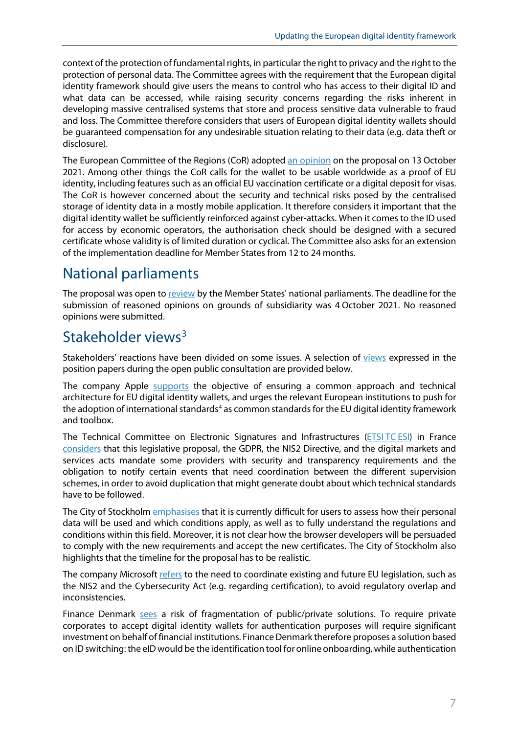context of the protection of fundamental rights, in particular the right to privacy and the right to the protection of personal data. The Committee agrees with the requirement that the European digital identity framework should give users the means to control who has access to their digital ID and what data can be accessed, while raising security concerns regarding the risks inherent in developing massive centralised systems that store and process sensitive data vulnerable to fraud and loss. The Committee therefore considers that users of European digital identity wallets should be guaranteed compensation for any undesirable situation relating to their data (e.g. data theft or disclosure).

The European Committee of the Regions (CoR) adopted an opinion on the proposal on 13 October 2021. Among other things the CoR calls for the wallet to be usable worldwide as a proof of EU identity, including features such as an official EU vaccination certificate or a digital deposit for visas. The CoR is however concerned about the security and technical risks posed by the centralised storage of identity data in a mostly mobile application. It therefore considers it important that the digital identity wallet be sufficiently reinforced against cyber-attacks. When it comes to the ID used for access by economic operators, the authorisation check should be designed with a secured certificate whose validity is of limited duration or cyclical. The Committee also asks for an extension of the implementation deadline for Member States from 12 to 24 months.

## National parliaments

The proposal was open to review by the Member States' national parliaments. The deadline for the submission of reasoned opinions on grounds of subsidiarity was 4 October 2021. No reasoned opinions were submitted.

## Stakeholder views[3]

Stakeholders' reactions have been divided on some issues. A selection of views expressed in the position papers during the open public consultation are provided below.

The company Apple supports the objective of ensuring a common approach and technical architecture for EU digital identity wallets, and urges the relevant European institutions to push for the adoption of international standards[4] as common standards for the EU digital identity framework and toolbox.

The Technical Committee on Electronic Signatures and Infrastructures (ETSI TC ESI) in France considers that this legislative proposal, the GDPR, the NIS2 Directive, and the digital markets and services acts mandate some providers with security and transparency requirements and the obligation to notify certain events that need coordination between the different supervision schemes, in order to avoid duplication that might generate doubt about which technical standards have to be followed.

The City of Stockholm emphasises that it is currently difficult for users to assess how their personal data will be used and which conditions apply, as well as to fully understand the regulations and conditions within this field. Moreover, it is not clear how the browser developers will be persuaded to comply with the new requirements and accept the new certificates. The City of Stockholm also highlights that the timeline for the proposal has to be realistic.

The company Microsoft refers to the need to coordinate existing and future EU legislation, such as the NIS2 and the Cybersecurity Act (e.g. regarding certification), to avoid regulatory overlap and inconsistencies.

Finance Denmark sees a risk of fragmentation of public/private solutions. To require private corporates to accept digital identity wallets for authentication purposes will require significant investment on behalf of financial institutions. Finance Denmark therefore proposes a solution based on ID switching: the eID would be the identification tool for online onboarding, while authentication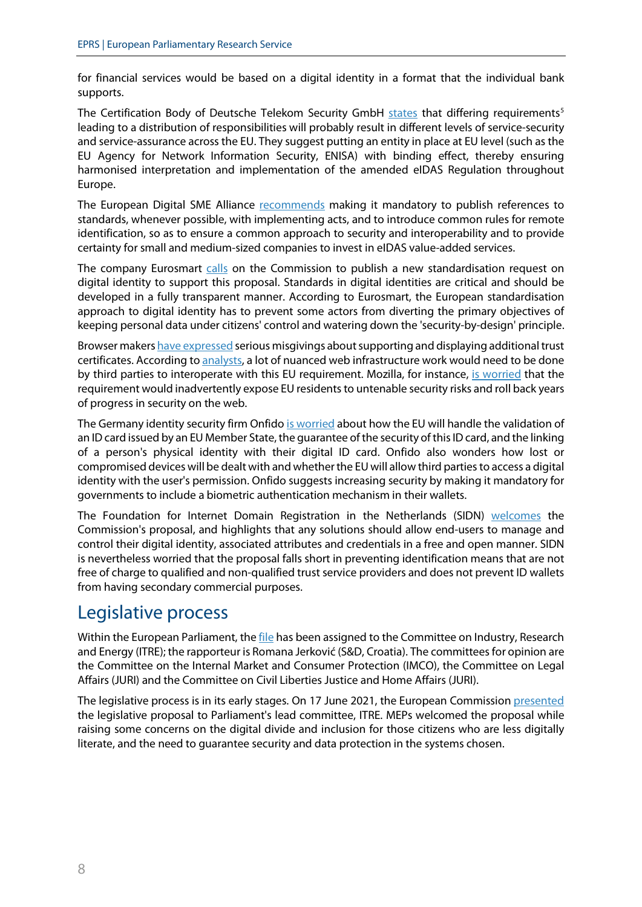for financial services would be based on a digital identity in a format that the individual bank supports.

The Certification Body of Deutsche Telekom Security GmbH states that differing requirements[5] leading to a distribution of responsibilities will probably result in different levels of service-security and service-assurance across the EU. They suggest putting an entity in place at EU level (such as the EU Agency for Network Information Security, ENISA) with binding effect, thereby ensuring harmonised interpretation and implementation of the amended eIDAS Regulation throughout Europe.

The European Digital SME Alliance recommends making it mandatory to publish references to standards, whenever possible, with implementing acts, and to introduce common rules for remote identification, so as to ensure a common approach to security and interoperability and to provide certainty for small and medium-sized companies to invest in eIDAS value-added services.

The company Eurosmart calls on the Commission to publish a new standardisation request on digital identity to support this proposal. Standards in digital identities are critical and should be developed in a fully transparent manner. According to Eurosmart, the European standardisation approach to digital identity has to prevent some actors from diverting the primary objectives of keeping personal data under citizens' control and watering down the 'security-by-design' principle.

Browser makers have expressed serious misgivings about supporting and displaying additional trust certificates. According to analysts, a lot of nuanced web infrastructure work would need to be done by third parties to interoperate with this EU requirement. Mozilla, for instance, is worried that the requirement would inadvertently expose EU residents to untenable security risks and roll back years of progress in security on the web.

The Germany identity security firm Onfido is worried about how the EU will handle the validation of an ID card issued by an EU Member State, the guarantee of the security of this ID card, and the linking of a person's physical identity with their digital ID card. Onfido also wonders how lost or compromised devices will be dealt with and whether the EU will allow third parties to access a digital identity with the user's permission. Onfido suggests increasing security by making it mandatory for governments to include a biometric authentication mechanism in their wallets.

The Foundation for Internet Domain Registration in the Netherlands (SIDN) welcomes the Commission's proposal, and highlights that any solutions should allow end-users to manage and control their digital identity, associated attributes and credentials in a free and open manner. SIDN is nevertheless worried that the proposal falls short in preventing identification means that are not free of charge to qualified and non-qualified trust service providers and does not prevent ID wallets from having secondary commercial purposes.

## Legislative process

Within the European Parliament, the file has been assigned to the Committee on Industry, Research and Energy (ITRE); the rapporteur is Romana Jerković (S&D, Croatia). The committees for opinion are the Committee on the Internal Market and Consumer Protection (IMCO), the Committee on Legal Affairs (JURI) and the Committee on Civil Liberties Justice and Home Affairs (JURI).

The legislative process is in its early stages. On 17 June 2021, the European Commission presented the legislative proposal to Parliament's lead committee, ITRE. MEPs welcomed the proposal while raising some concerns on the digital divide and inclusion for those citizens who are less digitally literate, and the need to guarantee security and data protection in the systems chosen.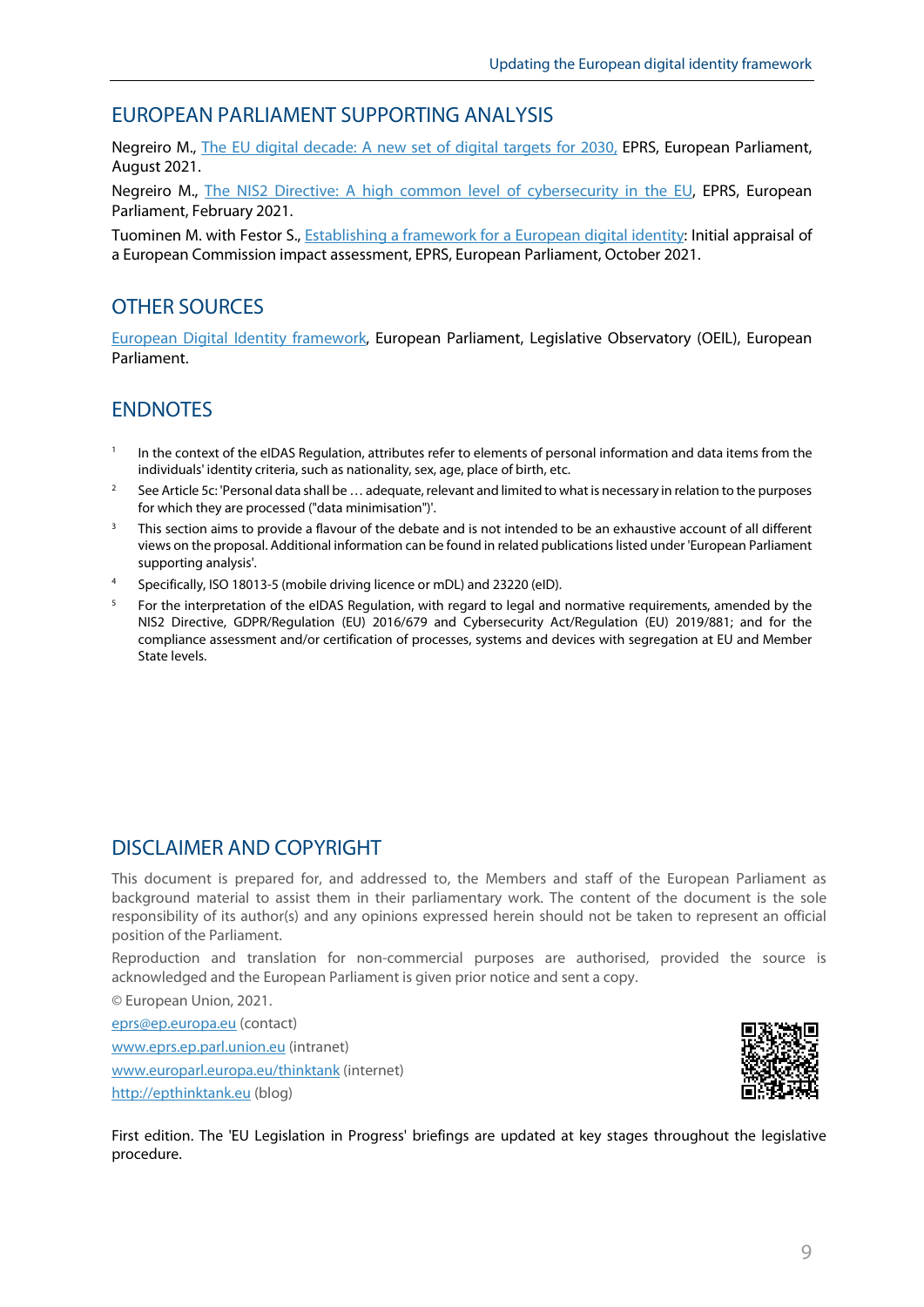## EUROPEAN PARLIAMENT SUPPORTING ANALYSIS

Negreiro M., The EU digital decade: A new set of digital targets for 2030, EPRS, European Parliament, August 2021.

Negreiro M., The NIS2 Directive: A high common level of cybersecurity in the EU, EPRS, European Parliament, February 2021.

Tuominen M. with Festor S., Establishing a framework for a European digital identity: Initial appraisal of a European Commission impact assessment, EPRS, European Parliament, October 2021.

## OTHER SOURCES

European Digital Identity framework, European Parliament, Legislative Observatory (OEIL), European Parliament.

## ENDNOTES

[1] In the context of the eIDAS Regulation, attributes refer to elements of personal information and data items from the individuals' identity criteria, such as nationality, sex, age, place of birth, etc.

[2] See Article 5c: 'Personal data shall be … adequate, relevant and limited to what is necessary in relation to the purposes for which they are processed ("data minimisation")'.

[3] This section aims to provide a flavour of the debate and is not intended to be an exhaustive account of all different views on the proposal. Additional information can be found in related publications listed under 'European Parliament supporting analysis'.

[4] Specifically, ISO 18013-5 (mobile driving licence or mDL) and 23220 (eID).

[5] For the interpretation of the eIDAS Regulation, with regard to legal and normative requirements, amended by the NIS2 Directive, GDPR/Regulation (EU) 2016/679 and Cybersecurity Act/Regulation (EU) 2019/881; and for the compliance assessment and/or certification of processes, systems and devices with segregation at EU and Member State levels.

## DISCLAIMER AND COPYRIGHT

This document is prepared for, and addressed to, the Members and staff of the European Parliament as background material to assist them in their parliamentary work. The content of the document is the sole responsibility of its author(s) and any opinions expressed herein should not be taken to represent an official position of the Parliament.

Reproduction and translation for non-commercial purposes are authorised, provided the source is acknowledged and the European Parliament is given prior notice and sent a copy.

© European Union, 2021.

eprs@ep.europa.eu (contact)

www.eprs.ep.parl.union.eu (intranet)

www.europarl.europa.eu/thinktank (internet)

http://epthinktank.eu (blog)

First edition. The 'EU Legislation in Progress' briefings are updated at key stages throughout the legislative procedure.